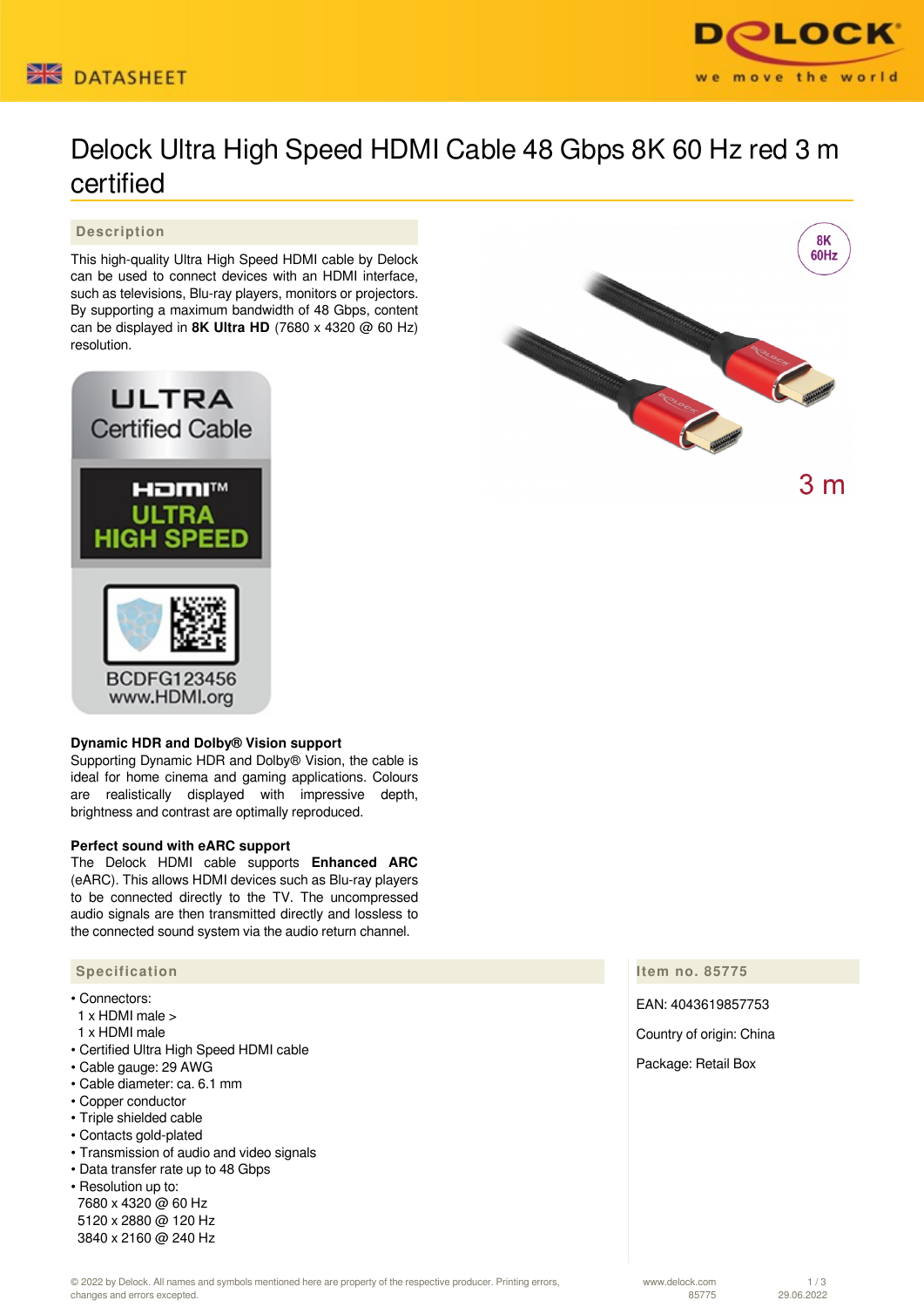# Delock Ultra High Speed HDMI Cable 48 Gbps 8K 60 Hz red 3 m certified

## Description

This high-quality Ultra High Speed HDMI cable by Delock can be used to connect devices with an HDMI interface, such as televisions, Blu-ray players, monitors or projectors. By supporting a maximum bandwidth of 48 Gbps, content can be displayed in **8K Ultra HD** (7680 x 4320 @ 60 Hz) resolution.

**Dynamic HDR and Dolby® Vision support**
Supporting Dynamic HDR and Dolby® Vision, the cable is ideal for home cinema and gaming applications. Colours are realistically displayed with impressive depth, brightness and contrast are optimally reproduced.

**Perfect sound with eARC support**
The Delock HDMI cable supports **Enhanced ARC** (eARC). This allows HDMI devices such as Blu-ray players to be connected directly to the TV. The uncompressed audio signals are then transmitted directly and lossless to the connected sound system via the audio return channel.

## Specification

- Connectors:
  1 x HDMI male >
  1 x HDMI male
- Certified Ultra High Speed HDMI cable
- Cable gauge: 29 AWG
- Cable diameter: ca. 6.1 mm
- Copper conductor
- Triple shielded cable
- Contacts gold-plated
- Transmission of audio and video signals
- Data transfer rate up to 48 Gbps
- Resolution up to:
  7680 x 4320 @ 60 Hz
  5120 x 2880 @ 120 Hz
  3840 x 2160 @ 240 Hz

## Item no. 85775

EAN: 4043619857753

Country of origin: China

Package: Retail Box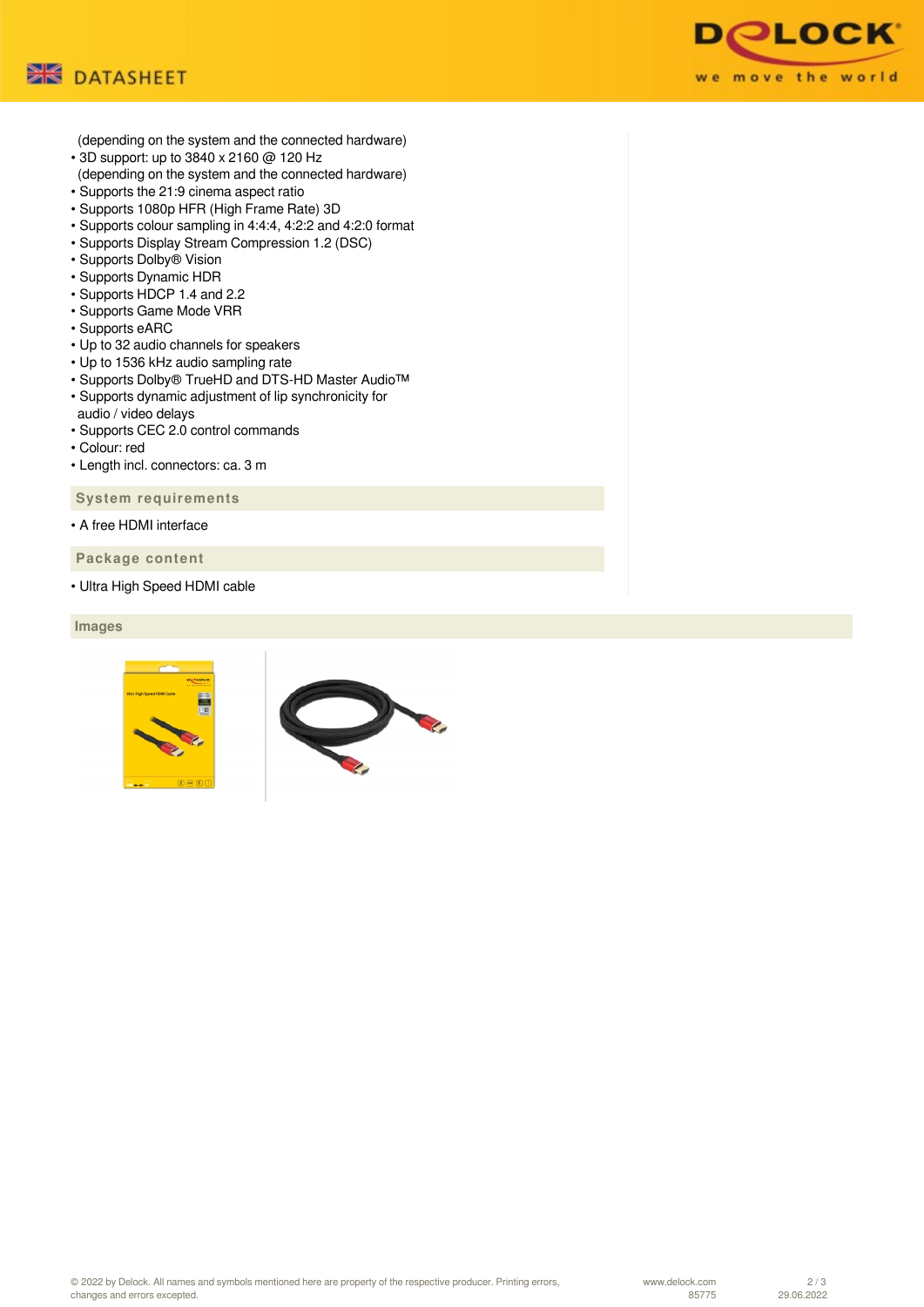(depending on the system and the connected hardware)

- 3D support: up to 3840 x 2160 @ 120 Hz
  (depending on the system and the connected hardware)
- Supports the 21:9 cinema aspect ratio
- Supports 1080p HFR (High Frame Rate) 3D
- Supports colour sampling in 4:4:4, 4:2:2 and 4:2:0 format
- Supports Display Stream Compression 1.2 (DSC)
- Supports Dolby® Vision
- Supports Dynamic HDR
- Supports HDCP 1.4 and 2.2
- Supports Game Mode VRR
- Supports eARC
- Up to 32 audio channels for speakers
- Up to 1536 kHz audio sampling rate
- Supports Dolby® TrueHD and DTS-HD Master Audio™
- Supports dynamic adjustment of lip synchronicity for audio / video delays
- Supports CEC 2.0 control commands
- Colour: red
- Length incl. connectors: ca. 3 m

## System requirements

- A free HDMI interface

## Package content

- Ultra High Speed HDMI cable

## Images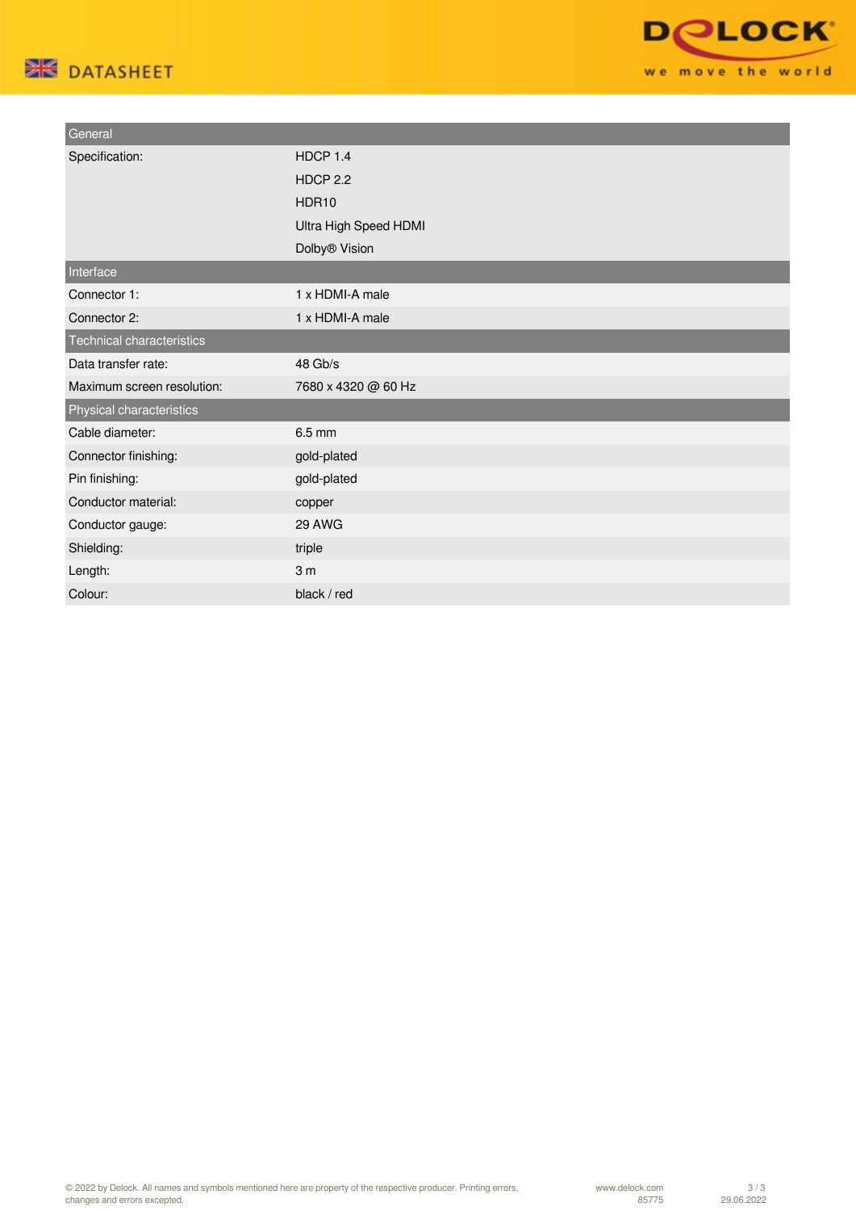| | |
|---|---|
| **General** | |
| Specification: | HDCP 1.4<br>HDCP 2.2<br>HDR10<br>Ultra High Speed HDMI<br>Dolby® Vision |
| **Interface** | |
| Connector 1: | 1 x HDMI-A male |
| Connector 2: | 1 x HDMI-A male |
| **Technical characteristics** | |
| Data transfer rate: | 48 Gb/s |
| Maximum screen resolution: | 7680 x 4320 @ 60 Hz |
| **Physical characteristics** | |
| Cable diameter: | 6.5 mm |
| Connector finishing: | gold-plated |
| Pin finishing: | gold-plated |
| Conductor material: | copper |
| Conductor gauge: | 29 AWG |
| Shielding: | triple |
| Length: | 3 m |
| Colour: | black / red |

© 2022 by Delock. All names and symbols mentioned here are property of the respective producer. Printing errors, changes and errors excepted.